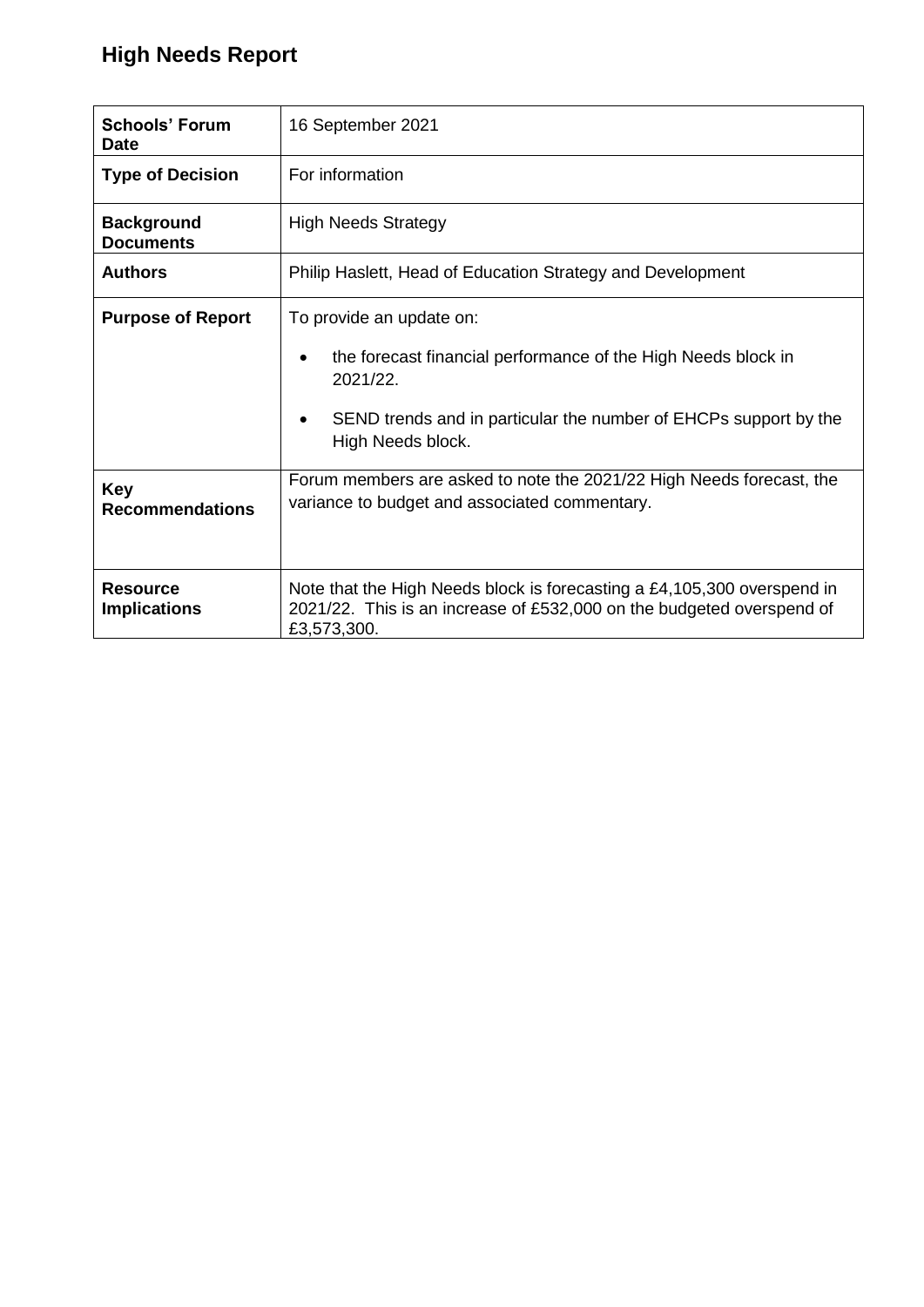# High Needs Report

| **Schools' Forum Date** | 16 September 2021 |
|---|---|
| **Type of Decision** | For information |
| **Background Documents** | High Needs Strategy |
| **Authors** | Philip Haslett, Head of Education Strategy and Development |
| **Purpose of Report** | To provide an update on:<br>• the forecast financial performance of the High Needs block in 2021/22.<br>• SEND trends and in particular the number of EHCPs support by the High Needs block. |
| **Key Recommendations** | Forum members are asked to note the 2021/22 High Needs forecast, the variance to budget and associated commentary. |
| **Resource Implications** | Note that the High Needs block is forecasting a £4,105,300 overspend in 2021/22. This is an increase of £532,000 on the budgeted overspend of £3,573,300. |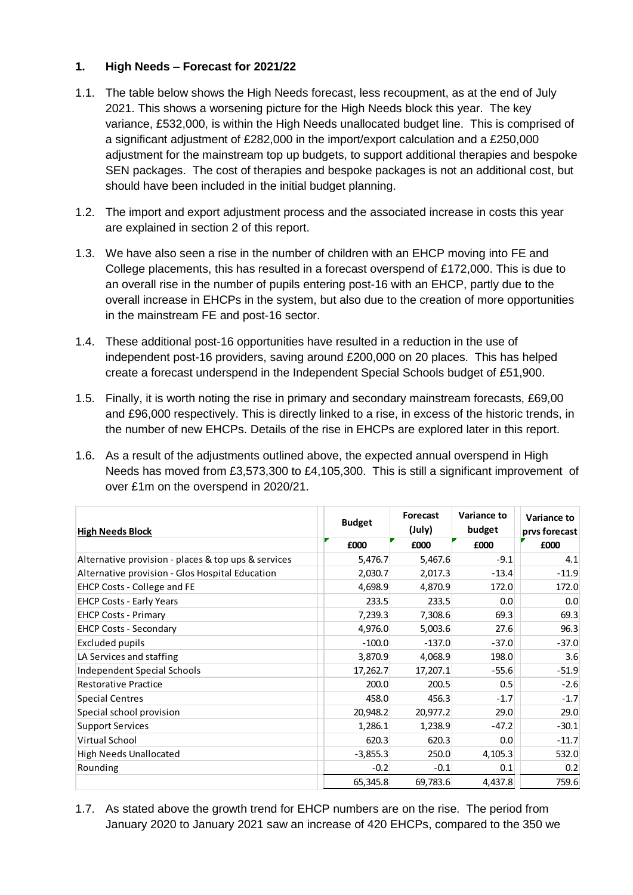## 1. High Needs – Forecast for 2021/22

1.1. The table below shows the High Needs forecast, less recoupment, as at the end of July 2021. This shows a worsening picture for the High Needs block this year. The key variance, £532,000, is within the High Needs unallocated budget line. This is comprised of a significant adjustment of £282,000 in the import/export calculation and a £250,000 adjustment for the mainstream top up budgets, to support additional therapies and bespoke SEN packages. The cost of therapies and bespoke packages is not an additional cost, but should have been included in the initial budget planning.

1.2. The import and export adjustment process and the associated increase in costs this year are explained in section 2 of this report.

1.3. We have also seen a rise in the number of children with an EHCP moving into FE and College placements, this has resulted in a forecast overspend of £172,000. This is due to an overall rise in the number of pupils entering post-16 with an EHCP, partly due to the overall increase in EHCPs in the system, but also due to the creation of more opportunities in the mainstream FE and post-16 sector.

1.4. These additional post-16 opportunities have resulted in a reduction in the use of independent post-16 providers, saving around £200,000 on 20 places. This has helped create a forecast underspend in the Independent Special Schools budget of £51,900.

1.5. Finally, it is worth noting the rise in primary and secondary mainstream forecasts, £69,00 and £96,000 respectively. This is directly linked to a rise, in excess of the historic trends, in the number of new EHCPs. Details of the rise in EHCPs are explored later in this report.

1.6. As a result of the adjustments outlined above, the expected annual overspend in High Needs has moved from £3,573,300 to £4,105,300. This is still a significant improvement of over £1m on the overspend in 2020/21.

| High Needs Block | Budget | Forecast (July) | Variance to budget | Variance to prvs forecast |
|---|---|---|---|---|
| | £000 | £000 | £000 | £000 |
| Alternative provision - places & top ups & services | 5,476.7 | 5,467.6 | -9.1 | 4.1 |
| Alternative provision - Glos Hospital Education | 2,030.7 | 2,017.3 | -13.4 | -11.9 |
| EHCP Costs - College and FE | 4,698.9 | 4,870.9 | 172.0 | 172.0 |
| EHCP Costs - Early Years | 233.5 | 233.5 | 0.0 | 0.0 |
| EHCP Costs - Primary | 7,239.3 | 7,308.6 | 69.3 | 69.3 |
| EHCP Costs - Secondary | 4,976.0 | 5,003.6 | 27.6 | 96.3 |
| Excluded pupils | -100.0 | -137.0 | -37.0 | -37.0 |
| LA Services and staffing | 3,870.9 | 4,068.9 | 198.0 | 3.6 |
| Independent Special Schools | 17,262.7 | 17,207.1 | -55.6 | -51.9 |
| Restorative Practice | 200.0 | 200.5 | 0.5 | -2.6 |
| Special Centres | 458.0 | 456.3 | -1.7 | -1.7 |
| Special school provision | 20,948.2 | 20,977.2 | 29.0 | 29.0 |
| Support Services | 1,286.1 | 1,238.9 | -47.2 | -30.1 |
| Virtual School | 620.3 | 620.3 | 0.0 | -11.7 |
| High Needs Unallocated | -3,855.3 | 250.0 | 4,105.3 | 532.0 |
| Rounding | -0.2 | -0.1 | 0.1 | 0.2 |
| | 65,345.8 | 69,783.6 | 4,437.8 | 759.6 |

1.7. As stated above the growth trend for EHCP numbers are on the rise. The period from January 2020 to January 2021 saw an increase of 420 EHCPs, compared to the 350 we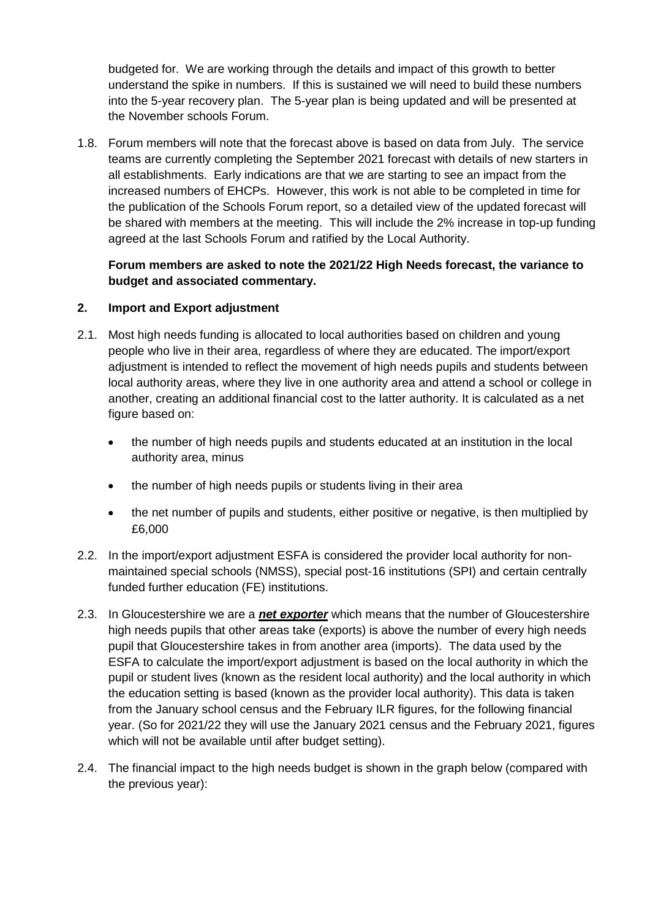budgeted for. We are working through the details and impact of this growth to better understand the spike in numbers. If this is sustained we will need to build these numbers into the 5-year recovery plan. The 5-year plan is being updated and will be presented at the November schools Forum.

1.8. Forum members will note that the forecast above is based on data from July. The service teams are currently completing the September 2021 forecast with details of new starters in all establishments. Early indications are that we are starting to see an impact from the increased numbers of EHCPs. However, this work is not able to be completed in time for the publication of the Schools Forum report, so a detailed view of the updated forecast will be shared with members at the meeting. This will include the 2% increase in top-up funding agreed at the last Schools Forum and ratified by the Local Authority.

**Forum members are asked to note the 2021/22 High Needs forecast, the variance to budget and associated commentary.**

## 2. Import and Export adjustment

2.1. Most high needs funding is allocated to local authorities based on children and young people who live in their area, regardless of where they are educated. The import/export adjustment is intended to reflect the movement of high needs pupils and students between local authority areas, where they live in one authority area and attend a school or college in another, creating an additional financial cost to the latter authority. It is calculated as a net figure based on:

- the number of high needs pupils and students educated at an institution in the local authority area, minus
- the number of high needs pupils or students living in their area
- the net number of pupils and students, either positive or negative, is then multiplied by £6,000

2.2. In the import/export adjustment ESFA is considered the provider local authority for non-maintained special schools (NMSS), special post-16 institutions (SPI) and certain centrally funded further education (FE) institutions.

2.3. In Gloucestershire we are a ***net exporter*** which means that the number of Gloucestershire high needs pupils that other areas take (exports) is above the number of every high needs pupil that Gloucestershire takes in from another area (imports). The data used by the ESFA to calculate the import/export adjustment is based on the local authority in which the pupil or student lives (known as the resident local authority) and the local authority in which the education setting is based (known as the provider local authority). This data is taken from the January school census and the February ILR figures, for the following financial year. (So for 2021/22 they will use the January 2021 census and the February 2021, figures which will not be available until after budget setting).

2.4. The financial impact to the high needs budget is shown in the graph below (compared with the previous year):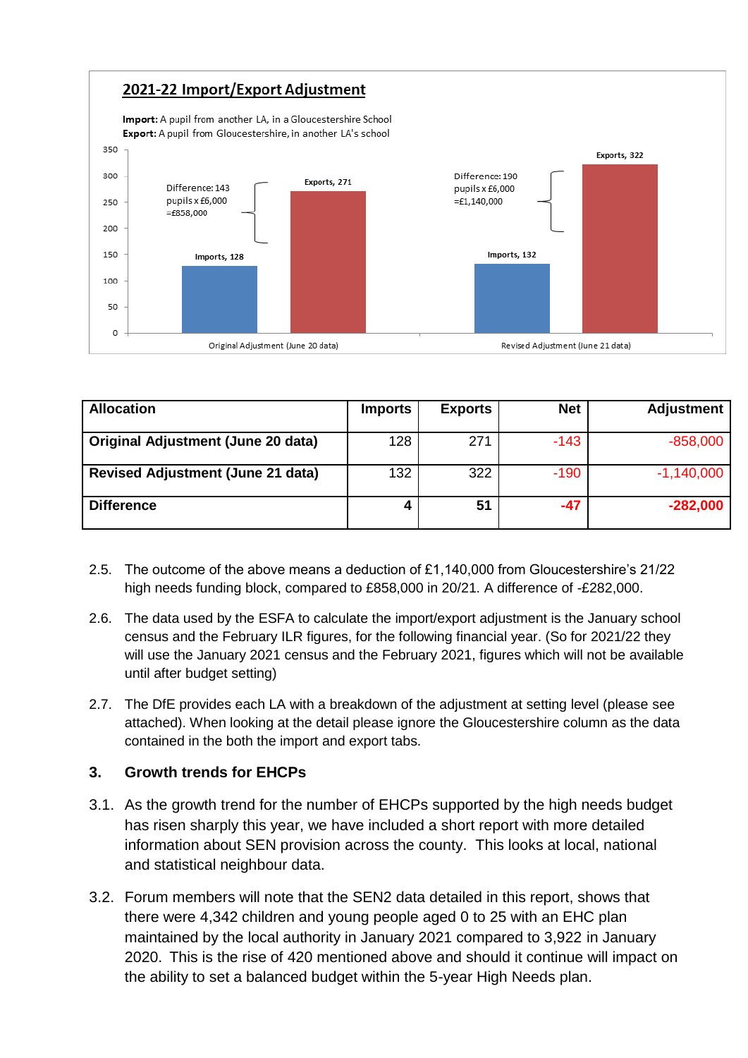## 2021-22 Import/Export Adjustment

**Import:** A pupil from another LA, in a Gloucestershire School
**Export:** A pupil from Gloucestershire, in another LA's school

| | Imports | Exports | Difference |
|---|---|---|---|
| Original Adjustment (June 20 data) | 128 | 271 | Difference: 143 pupils x £6,000 =£858,000 |
| Revised Adjustment (June 21 data) | 132 | 322 | Difference: 190 pupils x £6,000 =£1,140,000 |

| Allocation | Imports | Exports | Net | Adjustment |
|---|---|---|---|---|
| **Original Adjustment (June 20 data)** | 128 | 271 | -143 | -858,000 |
| **Revised Adjustment (June 21 data)** | 132 | 322 | -190 | -1,140,000 |
| **Difference** | **4** | **51** | **-47** | **-282,000** |

2.5. The outcome of the above means a deduction of £1,140,000 from Gloucestershire's 21/22 high needs funding block, compared to £858,000 in 20/21. A difference of -£282,000.

2.6. The data used by the ESFA to calculate the import/export adjustment is the January school census and the February ILR figures, for the following financial year. (So for 2021/22 they will use the January 2021 census and the February 2021, figures which will not be available until after budget setting)

2.7. The DfE provides each LA with a breakdown of the adjustment at setting level (please see attached). When looking at the detail please ignore the Gloucestershire column as the data contained in the both the import and export tabs.

### 3. Growth trends for EHCPs

3.1. As the growth trend for the number of EHCPs supported by the high needs budget has risen sharply this year, we have included a short report with more detailed information about SEN provision across the county. This looks at local, national and statistical neighbour data.

3.2. Forum members will note that the SEN2 data detailed in this report, shows that there were 4,342 children and young people aged 0 to 25 with an EHC plan maintained by the local authority in January 2021 compared to 3,922 in January 2020. This is the rise of 420 mentioned above and should it continue will impact on the ability to set a balanced budget within the 5-year High Needs plan.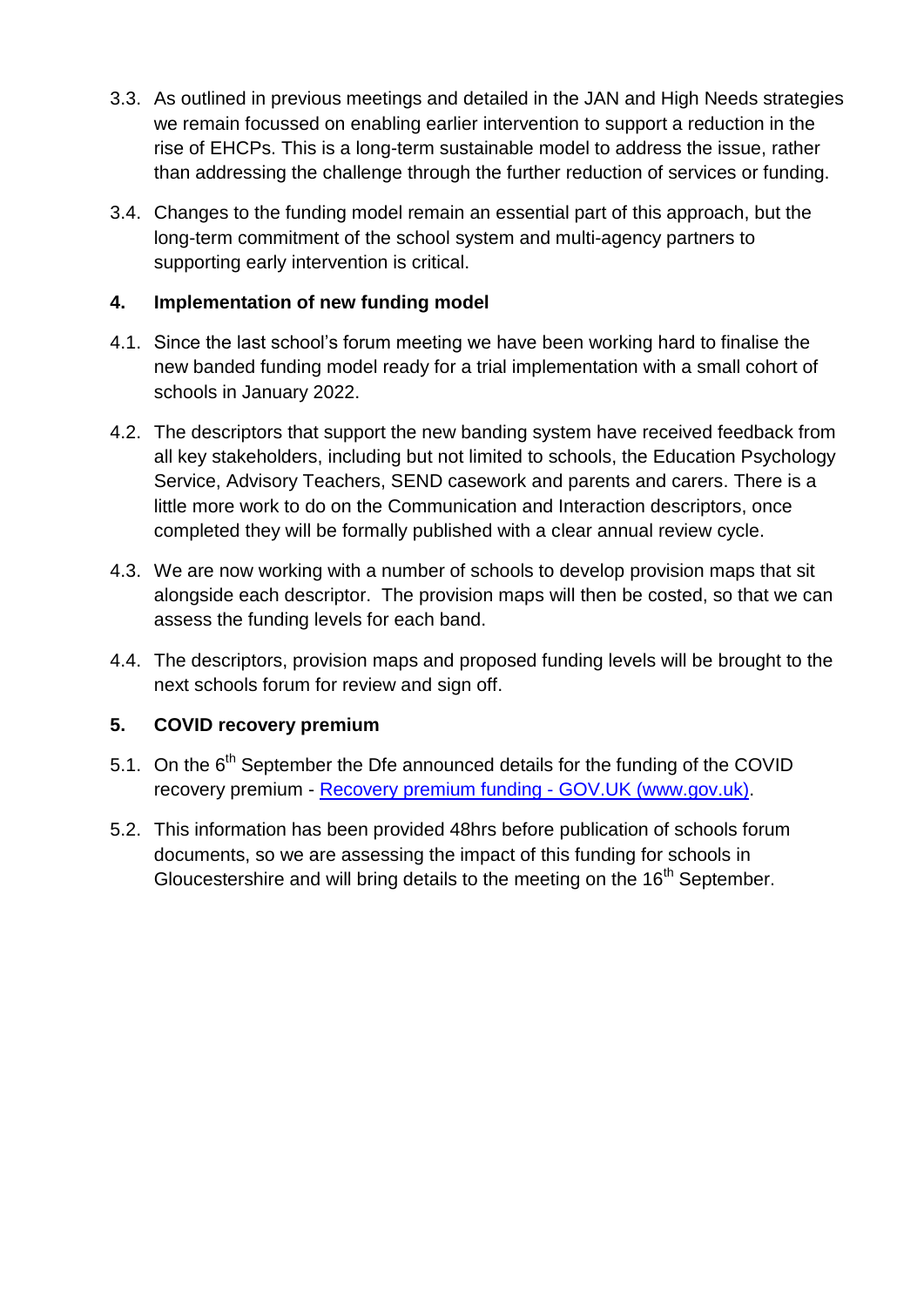3.3. As outlined in previous meetings and detailed in the JAN and High Needs strategies we remain focussed on enabling earlier intervention to support a reduction in the rise of EHCPs. This is a long-term sustainable model to address the issue, rather than addressing the challenge through the further reduction of services or funding.

3.4. Changes to the funding model remain an essential part of this approach, but the long-term commitment of the school system and multi-agency partners to supporting early intervention is critical.

## 4. Implementation of new funding model

4.1. Since the last school's forum meeting we have been working hard to finalise the new banded funding model ready for a trial implementation with a small cohort of schools in January 2022.

4.2. The descriptors that support the new banding system have received feedback from all key stakeholders, including but not limited to schools, the Education Psychology Service, Advisory Teachers, SEND casework and parents and carers. There is a little more work to do on the Communication and Interaction descriptors, once completed they will be formally published with a clear annual review cycle.

4.3. We are now working with a number of schools to develop provision maps that sit alongside each descriptor. The provision maps will then be costed, so that we can assess the funding levels for each band.

4.4. The descriptors, provision maps and proposed funding levels will be brought to the next schools forum for review and sign off.

## 5. COVID recovery premium

5.1. On the 6th September the Dfe announced details for the funding of the COVID recovery premium - [Recovery premium funding - GOV.UK (www.gov.uk)](https://www.gov.uk).

5.2. This information has been provided 48hrs before publication of schools forum documents, so we are assessing the impact of this funding for schools in Gloucestershire and will bring details to the meeting on the 16th September.